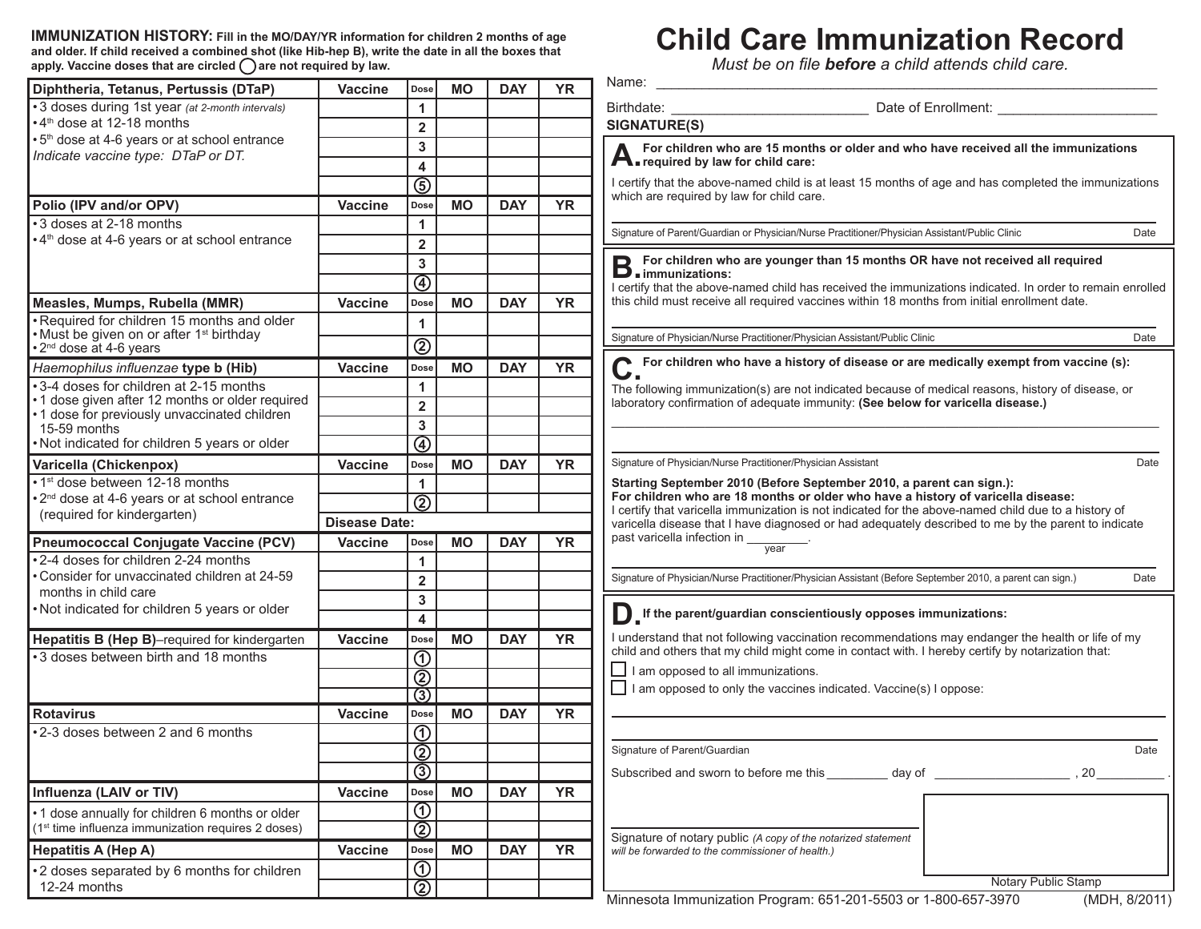# Child Care Immunization Record

*Must be on file **before** a child attends child care.*

Name: ____________________________________________

Birthdate: ______________________ Date of Enrollment: ____________________

**IMMUNIZATION HISTORY: Fill in the MO/DAY/YR information for children 2 months of age and older. If child received a combined shot (like Hib-hep B), write the date in all the boxes that apply. Vaccine doses that are circled ◯ are not required by law.**

| Diphtheria, Tetanus, Pertussis (DTaP) | Vaccine | Dose | MO | DAY | YR |
|---|---|---|---|---|---|
| • 3 doses during 1st year *(at 2-month intervals)* | | 1 | | | |
| • 4th dose at 12-18 months | | 2 | | | |
| • 5th dose at 4-6 years or at school entrance | | 3 | | | |
| *Indicate vaccine type: DTaP or DT.* | | 4 | | | |
| | | ⑤ | | | |

| Polio (IPV and/or OPV) | Vaccine | Dose | MO | DAY | YR |
|---|---|---|---|---|---|
| • 3 doses at 2-18 months | | 1 | | | |
| • 4th dose at 4-6 years or at school entrance | | 2 | | | |
| | | 3 | | | |
| | | ④ | | | |

| Measles, Mumps, Rubella (MMR) | Vaccine | Dose | MO | DAY | YR |
|---|---|---|---|---|---|
| • Required for children 15 months and older<br>• Must be given on or after 1st birthday | | 1 | | | |
| • 2nd dose at 4-6 years | | ② | | | |

| *Haemophilus influenzae* type b (Hib) | Vaccine | Dose | MO | DAY | YR |
|---|---|---|---|---|---|
| • 3-4 doses for children at 2-15 months | | 1 | | | |
| • 1 dose given after 12 months or older required | | 2 | | | |
| • 1 dose for previously unvaccinated children 15-59 months | | 3 | | | |
| • Not indicated for children 5 years or older | | ④ | | | |

| Varicella (Chickenpox) | Vaccine | Dose | MO | DAY | YR |
|---|---|---|---|---|---|
| • 1st dose between 12-18 months | | 1 | | | |
| • 2nd dose at 4-6 years or at school entrance (required for kindergarten) | | ② | | | |
| | Disease Date: | | | | |

| Pneumococcal Conjugate Vaccine (PCV) | Vaccine | Dose | MO | DAY | YR |
|---|---|---|---|---|---|
| • 2-4 doses for children 2-24 months | | 1 | | | |
| • Consider for unvaccinated children at 24-59 months in child care | | 2 | | | |
| • Not indicated for children 5 years or older | | 3 | | | |
| | | 4 | | | |

| Hepatitis B (Hep B)–required for kindergarten | Vaccine | Dose | MO | DAY | YR |
|---|---|---|---|---|---|
| • 3 doses between birth and 18 months | | ① | | | |
| | | ② | | | |
| | | ③ | | | |

| Rotavirus | Vaccine | Dose | MO | DAY | YR |
|---|---|---|---|---|---|
| • 2-3 doses between 2 and 6 months | | ① | | | |
| | | ② | | | |
| | | ③ | | | |

| Influenza (LAIV or TIV) | Vaccine | Dose | MO | DAY | YR |
|---|---|---|---|---|---|
| • 1 dose annually for children 6 months or older | | ① | | | |
| (1st time influenza immunization requires 2 doses) | | ② | | | |

| Hepatitis A (Hep A) | Vaccine | Dose | MO | DAY | YR |
|---|---|---|---|---|---|
| • 2 doses separated by 6 months for children 12-24 months | | ① | | | |
| | | ② | | | |

## SIGNATURE(S)

### A. For children who are 15 months or older and who have received all the immunizations required by law for child care:

I certify that the above-named child is at least 15 months of age and has completed the immunizations which are required by law for child care.

______________________________________________

Signature of Parent/Guardian or Physician/Nurse Practitioner/Physician Assistant/Public Clinic — Date

### B. For children who are younger than 15 months OR have not received all required immunizations:

I certify that the above-named child has received the immunizations indicated. In order to remain enrolled this child must receive all required vaccines within 18 months from initial enrollment date.

______________________________________________

Signature of Physician/Nurse Practitioner/Physician Assistant/Public Clinic — Date

### C. For children who have a history of disease or are medically exempt from vaccine (s):

The following immunization(s) are not indicated because of medical reasons, history of disease, or laboratory confirmation of adequate immunity: **(See below for varicella disease.)**

______________________________________________

______________________________________________

Signature of Physician/Nurse Practitioner/Physician Assistant — Date

**Starting September 2010 (Before September 2010, a parent can sign.):**
**For children who are 18 months or older who have a history of varicella disease:**
I certify that varicella immunization is not indicated for the above-named child due to a history of varicella disease that I have diagnosed or had adequately described to me by the parent to indicate past varicella infection in _________ (year).

______________________________________________

Signature of Physician/Nurse Practitioner/Physician Assistant (Before September 2010, a parent can sign.) — Date

### D. If the parent/guardian conscientiously opposes immunizations:

I understand that not following vaccination recommendations may endanger the health or life of my child and others that my child might come in contact with. I hereby certify by notarization that:

- ☐ I am opposed to all immunizations.
- ☐ I am opposed to only the vaccines indicated. Vaccine(s) I oppose:

______________________________________________

______________________________________________

Signature of Parent/Guardian — Date

Subscribed and sworn to before me this _________ day of ___________________ , 20__________ .

______________________________________________

Signature of notary public *(A copy of the notarized statement will be forwarded to the commissioner of health.)*

Notary Public Stamp

Minnesota Immunization Program: 651-201-5503 or 1-800-657-3970 (MDH, 8/2011)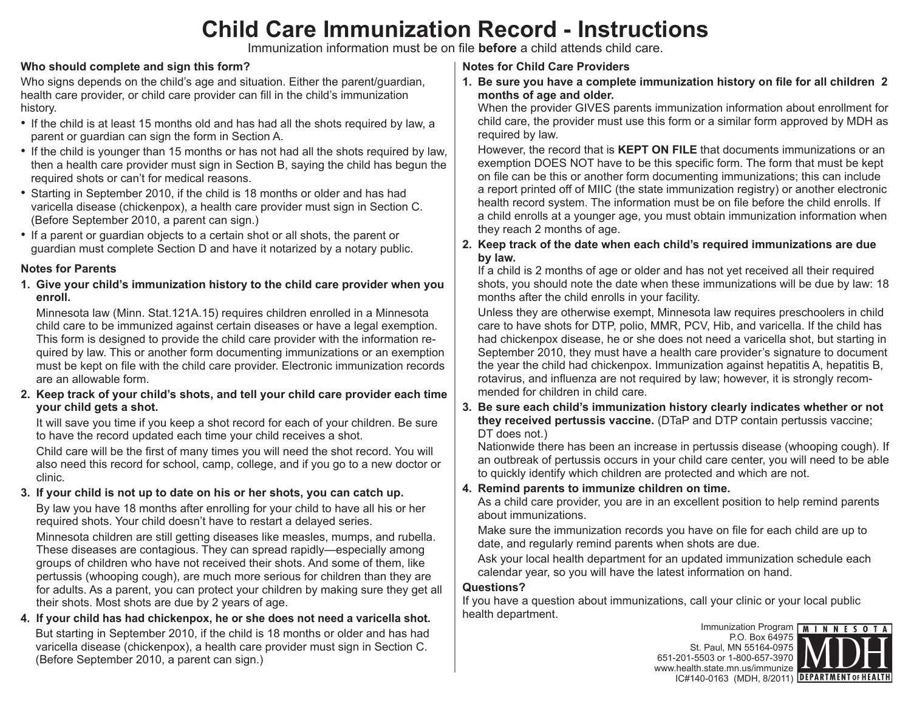# Child Care Immunization Record - Instructions

Immunization information must be on file **before** a child attends child care.

### Who should complete and sign this form?

Who signs depends on the child's age and situation. Either the parent/guardian, health care provider, or child care provider can fill in the child's immunization history.

- If the child is at least 15 months old and has had all the shots required by law, a parent or guardian can sign the form in Section A.
- If the child is younger than 15 months or has not had all the shots required by law, then a health care provider must sign in Section B, saying the child has begun the required shots or can't for medical reasons.
- Starting in September 2010, if the child is 18 months or older and has had varicella disease (chickenpox), a health care provider must sign in Section C. (Before September 2010, a parent can sign.)
- If a parent or guardian objects to a certain shot or all shots, the parent or guardian must complete Section D and have it notarized by a notary public.

### Notes for Parents

**1. Give your child's immunization history to the child care provider when you enroll.**

Minnesota law (Minn. Stat.121A.15) requires children enrolled in a Minnesota child care to be immunized against certain diseases or have a legal exemption. This form is designed to provide the child care provider with the information required by law. This or another form documenting immunizations or an exemption must be kept on file with the child care provider. Electronic immunization records are an allowable form.

**2. Keep track of your child's shots, and tell your child care provider each time your child gets a shot.**

It will save you time if you keep a shot record for each of your children. Be sure to have the record updated each time your child receives a shot.

Child care will be the first of many times you will need the shot record. You will also need this record for school, camp, college, and if you go to a new doctor or clinic.

**3. If your child is not up to date on his or her shots, you can catch up.**

By law you have 18 months after enrolling for your child to have all his or her required shots. Your child doesn't have to restart a delayed series.

Minnesota children are still getting diseases like measles, mumps, and rubella. These diseases are contagious. They can spread rapidly—especially among groups of children who have not received their shots. And some of them, like pertussis (whooping cough), are much more serious for children than they are for adults. As a parent, you can protect your children by making sure they get all their shots. Most shots are due by 2 years of age.

**4. If your child has had chickenpox, he or she does not need a varicella shot.**

But starting in September 2010, if the child is 18 months or older and has had varicella disease (chickenpox), a health care provider must sign in Section C. (Before September 2010, a parent can sign.)

### Notes for Child Care Providers

**1. Be sure you have a complete immunization history on file for all children 2 months of age and older.**

When the provider GIVES parents immunization information about enrollment for child care, the provider must use this form or a similar form approved by MDH as required by law.

However, the record that is **KEPT ON FILE** that documents immunizations or an exemption DOES NOT have to be this specific form. The form that must be kept on file can be this or another form documenting immunizations; this can include a report printed off of MIIC (the state immunization registry) or another electronic health record system. The information must be on file before the child enrolls. If a child enrolls at a younger age, you must obtain immunization information when they reach 2 months of age.

**2. Keep track of the date when each child's required immunizations are due by law.**

If a child is 2 months of age or older and has not yet received all their required shots, you should note the date when these immunizations will be due by law: 18 months after the child enrolls in your facility.

Unless they are otherwise exempt, Minnesota law requires preschoolers in child care to have shots for DTP, polio, MMR, PCV, Hib, and varicella. If the child has had chickenpox disease, he or she does not need a varicella shot, but starting in September 2010, they must have a health care provider's signature to document the year the child had chickenpox. Immunization against hepatitis A, hepatitis B, rotavirus, and influenza are not required by law; however, it is strongly recommended for children in child care.

**3. Be sure each child's immunization history clearly indicates whether or not they received pertussis vaccine.** (DTaP and DTP contain pertussis vaccine; DT does not.)

Nationwide there has been an increase in pertussis disease (whooping cough). If an outbreak of pertussis occurs in your child care center, you will need to be able to quickly identify which children are protected and which are not.

**4. Remind parents to immunize children on time.**

As a child care provider, you are in an excellent position to help remind parents about immunizations.

Make sure the immunization records you have on file for each child are up to date, and regularly remind parents when shots are due.

Ask your local health department for an updated immunization schedule each calendar year, so you will have the latest information on hand.

### Questions?

If you have a question about immunizations, call your clinic or your local public health department.

Immunization Program
P.O. Box 64975
St. Paul, MN 55164-0975
651-201-5503 or 1-800-657-3970
www.health.state.mn.us/immunize
IC#140-0163 (MDH, 8/2011)

MINNESOTA MDH DEPARTMENT OF HEALTH